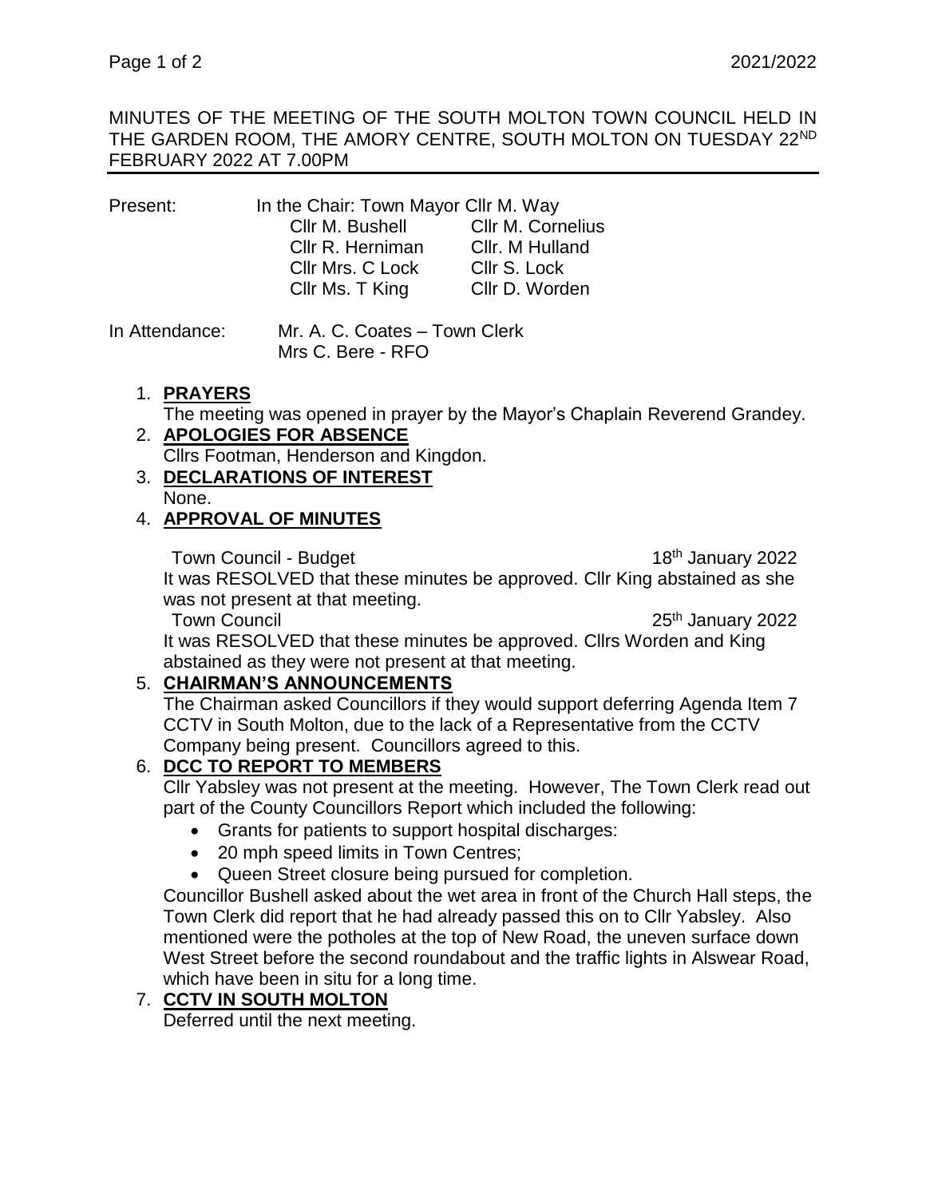MINUTES OF THE MEETING OF THE SOUTH MOLTON TOWN COUNCIL HELD IN THE GARDEN ROOM, THE AMORY CENTRE, SOUTH MOLTON ON TUESDAY 22ND FEBRUARY 2022 AT 7.00PM

Present: In the Chair: Town Mayor Cllr M. Way

| | |
|---|---|
| Cllr M. Bushell | Cllr M. Cornelius |
| Cllr R. Herniman | Cllr. M Hulland |
| Cllr Mrs. C Lock | Cllr S. Lock |
| Cllr Ms. T King | Cllr D. Worden |

In Attendance: Mr. A. C. Coates – Town Clerk
Mrs C. Bere - RFO

1. **PRAYERS**
   The meeting was opened in prayer by the Mayor's Chaplain Reverend Grandey.
2. **APOLOGIES FOR ABSENCE**
   Cllrs Footman, Henderson and Kingdon.
3. **DECLARATIONS OF INTEREST**
   None.
4. **APPROVAL OF MINUTES**

   Town Council - Budget 18th January 2022
   It was RESOLVED that these minutes be approved. Cllr King abstained as she was not present at that meeting.
   Town Council 25th January 2022
   It was RESOLVED that these minutes be approved. Cllrs Worden and King abstained as they were not present at that meeting.
5. **CHAIRMAN'S ANNOUNCEMENTS**
   The Chairman asked Councillors if they would support deferring Agenda Item 7 CCTV in South Molton, due to the lack of a Representative from the CCTV Company being present. Councillors agreed to this.
6. **DCC TO REPORT TO MEMBERS**
   Cllr Yabsley was not present at the meeting. However, The Town Clerk read out part of the County Councillors Report which included the following:
   - Grants for patients to support hospital discharges:
   - 20 mph speed limits in Town Centres;
   - Queen Street closure being pursued for completion.

   Councillor Bushell asked about the wet area in front of the Church Hall steps, the Town Clerk did report that he had already passed this on to Cllr Yabsley. Also mentioned were the potholes at the top of New Road, the uneven surface down West Street before the second roundabout and the traffic lights in Alswear Road, which have been in situ for a long time.
7. **CCTV IN SOUTH MOLTON**
   Deferred until the next meeting.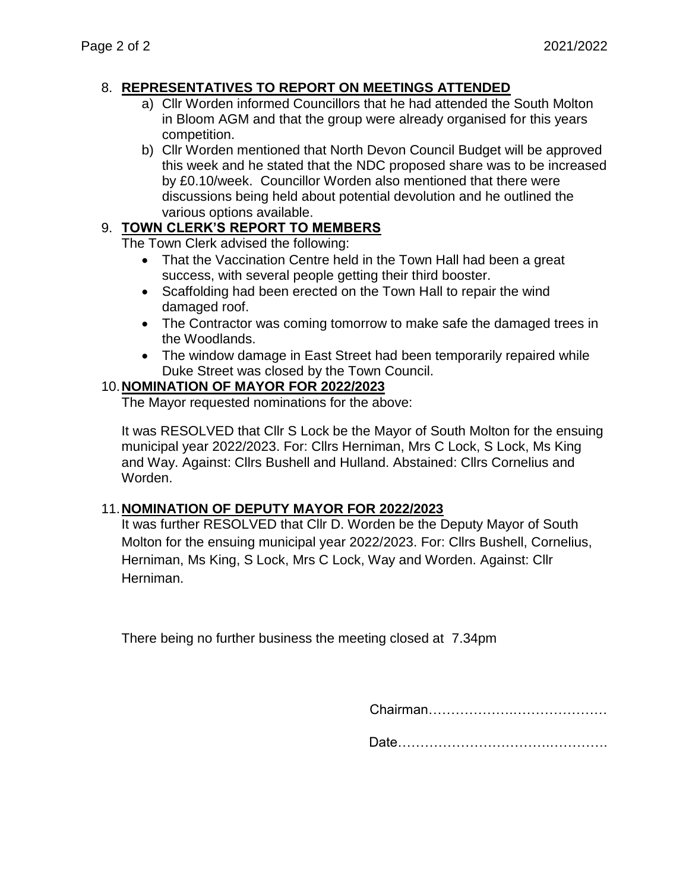8. **REPRESENTATIVES TO REPORT ON MEETINGS ATTENDED**
    a) Cllr Worden informed Councillors that he had attended the South Molton in Bloom AGM and that the group were already organised for this years competition.
    b) Cllr Worden mentioned that North Devon Council Budget will be approved this week and he stated that the NDC proposed share was to be increased by £0.10/week. Councillor Worden also mentioned that there were discussions being held about potential devolution and he outlined the various options available.

9. **TOWN CLERK'S REPORT TO MEMBERS**

   The Town Clerk advised the following:
    - That the Vaccination Centre held in the Town Hall had been a great success, with several people getting their third booster.
    - Scaffolding had been erected on the Town Hall to repair the wind damaged roof.
    - The Contractor was coming tomorrow to make safe the damaged trees in the Woodlands.
    - The window damage in East Street had been temporarily repaired while Duke Street was closed by the Town Council.

10. **NOMINATION OF MAYOR FOR 2022/2023**

    The Mayor requested nominations for the above:

    It was RESOLVED that Cllr S Lock be the Mayor of South Molton for the ensuing municipal year 2022/2023. For: Cllrs Herniman, Mrs C Lock, S Lock, Ms King and Way. Against: Cllrs Bushell and Hulland. Abstained: Cllrs Cornelius and Worden.

11. **NOMINATION OF DEPUTY MAYOR FOR 2022/2023**

    It was further RESOLVED that Cllr D. Worden be the Deputy Mayor of South Molton for the ensuing municipal year 2022/2023. For: Cllrs Bushell, Cornelius, Herniman, Ms King, S Lock, Mrs C Lock, Way and Worden. Against: Cllr Herniman.

There being no further business the meeting closed at 7.34pm

Chairman…………………….……………

Date……………………………….……….